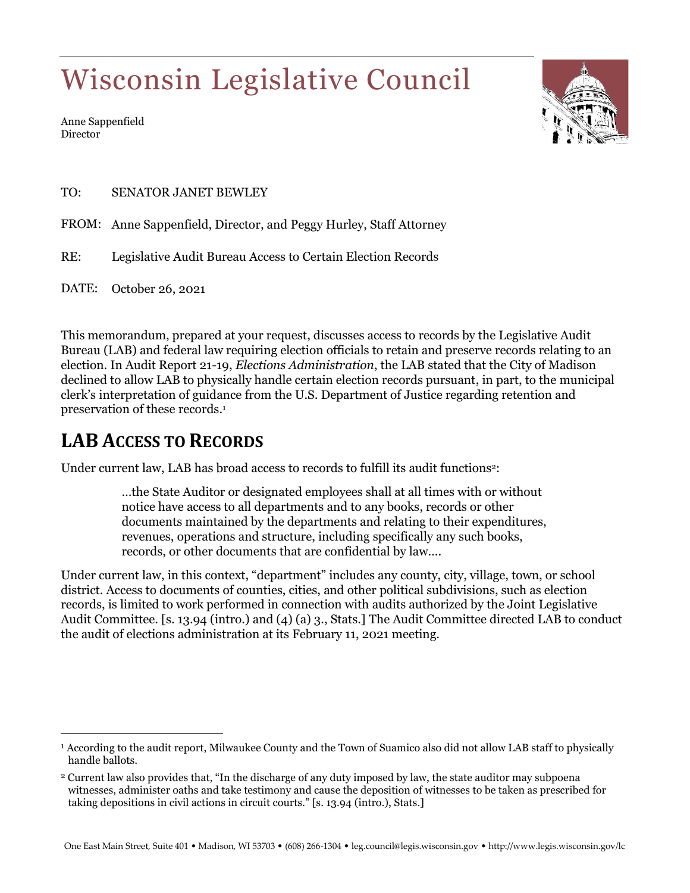# Wisconsin Legislative Council

Anne Sappenfield
Director

TO: SENATOR JANET BEWLEY

FROM: Anne Sappenfield, Director, and Peggy Hurley, Staff Attorney

RE: Legislative Audit Bureau Access to Certain Election Records

DATE: October 26, 2021

This memorandum, prepared at your request, discusses access to records by the Legislative Audit Bureau (LAB) and federal law requiring election officials to retain and preserve records relating to an election. In Audit Report 21-19, *Elections Administration*, the LAB stated that the City of Madison declined to allow LAB to physically handle certain election records pursuant, in part, to the municipal clerk's interpretation of guidance from the U.S. Department of Justice regarding retention and preservation of these records.[1]

## LAB Access to Records

Under current law, LAB has broad access to records to fulfill its audit functions[2]:

> …the State Auditor or designated employees shall at all times with or without notice have access to all departments and to any books, records or other documents maintained by the departments and relating to their expenditures, revenues, operations and structure, including specifically any such books, records, or other documents that are confidential by law….

Under current law, in this context, "department" includes any county, city, village, town, or school district. Access to documents of counties, cities, and other political subdivisions, such as election records, is limited to work performed in connection with audits authorized by the Joint Legislative Audit Committee. [s. 13.94 (intro.) and (4) (a) 3., Stats.] The Audit Committee directed LAB to conduct the audit of elections administration at its February 11, 2021 meeting.

---

[1] According to the audit report, Milwaukee County and the Town of Suamico also did not allow LAB staff to physically handle ballots.

[2] Current law also provides that, "In the discharge of any duty imposed by law, the state auditor may subpoena witnesses, administer oaths and take testimony and cause the deposition of witnesses to be taken as prescribed for taking depositions in civil actions in circuit courts." [s. 13.94 (intro.), Stats.]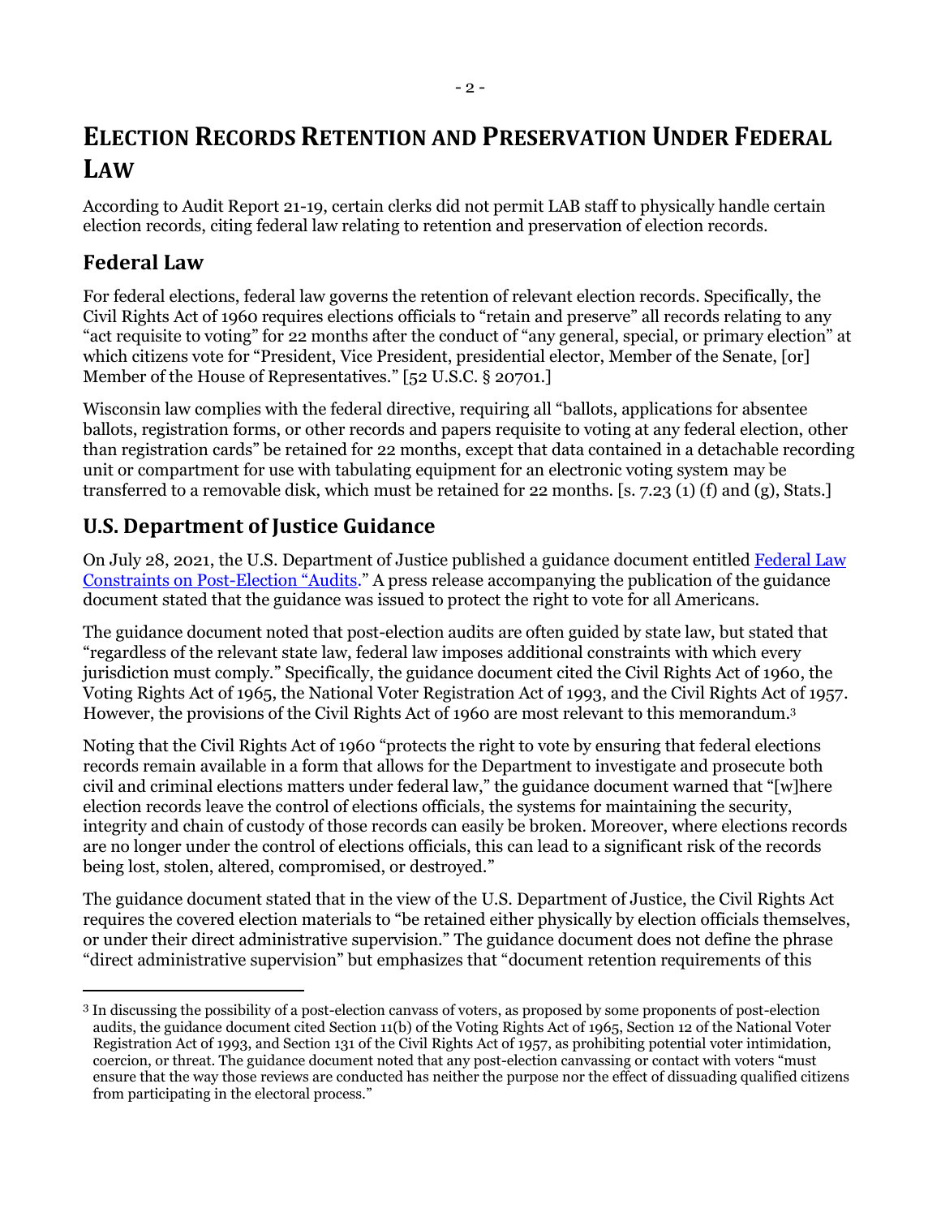# ELECTION RECORDS RETENTION AND PRESERVATION UNDER FEDERAL LAW

According to Audit Report 21-19, certain clerks did not permit LAB staff to physically handle certain election records, citing federal law relating to retention and preservation of election records.

## Federal Law

For federal elections, federal law governs the retention of relevant election records. Specifically, the Civil Rights Act of 1960 requires elections officials to "retain and preserve" all records relating to any "act requisite to voting" for 22 months after the conduct of "any general, special, or primary election" at which citizens vote for "President, Vice President, presidential elector, Member of the Senate, [or] Member of the House of Representatives." [52 U.S.C. § 20701.]

Wisconsin law complies with the federal directive, requiring all "ballots, applications for absentee ballots, registration forms, or other records and papers requisite to voting at any federal election, other than registration cards" be retained for 22 months, except that data contained in a detachable recording unit or compartment for use with tabulating equipment for an electronic voting system may be transferred to a removable disk, which must be retained for 22 months. [s. 7.23 (1) (f) and (g), Stats.]

## U.S. Department of Justice Guidance

On July 28, 2021, the U.S. Department of Justice published a guidance document entitled Federal Law Constraints on Post-Election "Audits." A press release accompanying the publication of the guidance document stated that the guidance was issued to protect the right to vote for all Americans.

The guidance document noted that post-election audits are often guided by state law, but stated that "regardless of the relevant state law, federal law imposes additional constraints with which every jurisdiction must comply." Specifically, the guidance document cited the Civil Rights Act of 1960, the Voting Rights Act of 1965, the National Voter Registration Act of 1993, and the Civil Rights Act of 1957. However, the provisions of the Civil Rights Act of 1960 are most relevant to this memorandum.[3]

Noting that the Civil Rights Act of 1960 "protects the right to vote by ensuring that federal elections records remain available in a form that allows for the Department to investigate and prosecute both civil and criminal elections matters under federal law," the guidance document warned that "[w]here election records leave the control of elections officials, the systems for maintaining the security, integrity and chain of custody of those records can easily be broken. Moreover, where elections records are no longer under the control of elections officials, this can lead to a significant risk of the records being lost, stolen, altered, compromised, or destroyed."

The guidance document stated that in the view of the U.S. Department of Justice, the Civil Rights Act requires the covered election materials to "be retained either physically by election officials themselves, or under their direct administrative supervision." The guidance document does not define the phrase "direct administrative supervision" but emphasizes that "document retention requirements of this

---

[3] In discussing the possibility of a post-election canvass of voters, as proposed by some proponents of post-election audits, the guidance document cited Section 11(b) of the Voting Rights Act of 1965, Section 12 of the National Voter Registration Act of 1993, and Section 131 of the Civil Rights Act of 1957, as prohibiting potential voter intimidation, coercion, or threat. The guidance document noted that any post-election canvassing or contact with voters "must ensure that the way those reviews are conducted has neither the purpose nor the effect of dissuading qualified citizens from participating in the electoral process."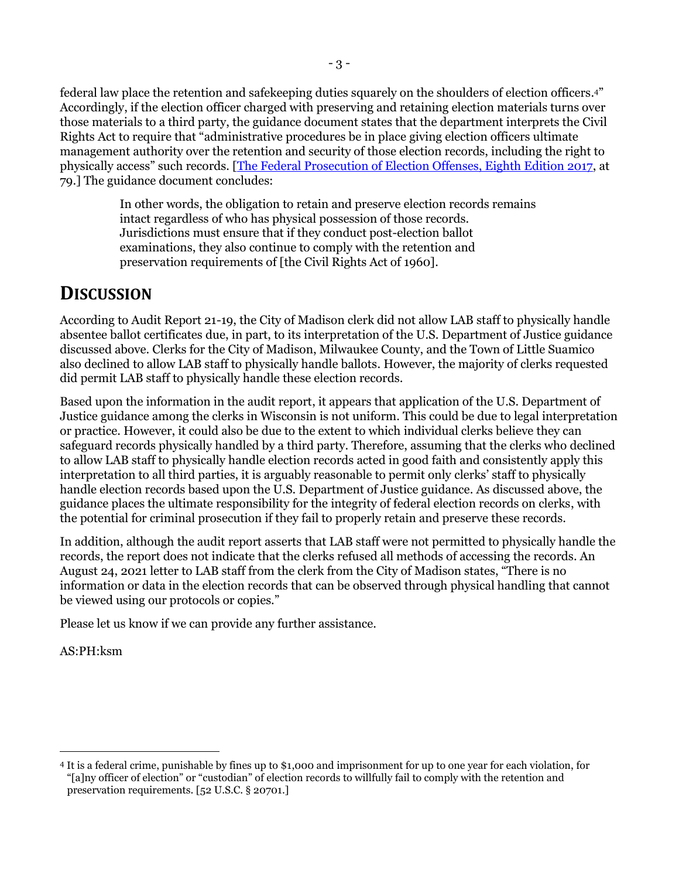federal law place the retention and safekeeping duties squarely on the shoulders of election officers.[4]" Accordingly, if the election officer charged with preserving and retaining election materials turns over those materials to a third party, the guidance document states that the department interprets the Civil Rights Act to require that "administrative procedures be in place giving election officers ultimate management authority over the retention and security of those election records, including the right to physically access" such records. [The Federal Prosecution of Election Offenses, Eighth Edition 2017, at 79.] The guidance document concludes:

> In other words, the obligation to retain and preserve election records remains intact regardless of who has physical possession of those records. Jurisdictions must ensure that if they conduct post-election ballot examinations, they also continue to comply with the retention and preservation requirements of [the Civil Rights Act of 1960].

## DISCUSSION

According to Audit Report 21-19, the City of Madison clerk did not allow LAB staff to physically handle absentee ballot certificates due, in part, to its interpretation of the U.S. Department of Justice guidance discussed above. Clerks for the City of Madison, Milwaukee County, and the Town of Little Suamico also declined to allow LAB staff to physically handle ballots. However, the majority of clerks requested did permit LAB staff to physically handle these election records.

Based upon the information in the audit report, it appears that application of the U.S. Department of Justice guidance among the clerks in Wisconsin is not uniform. This could be due to legal interpretation or practice. However, it could also be due to the extent to which individual clerks believe they can safeguard records physically handled by a third party. Therefore, assuming that the clerks who declined to allow LAB staff to physically handle election records acted in good faith and consistently apply this interpretation to all third parties, it is arguably reasonable to permit only clerks' staff to physically handle election records based upon the U.S. Department of Justice guidance. As discussed above, the guidance places the ultimate responsibility for the integrity of federal election records on clerks, with the potential for criminal prosecution if they fail to properly retain and preserve these records.

In addition, although the audit report asserts that LAB staff were not permitted to physically handle the records, the report does not indicate that the clerks refused all methods of accessing the records. An August 24, 2021 letter to LAB staff from the clerk from the City of Madison states, "There is no information or data in the election records that can be observed through physical handling that cannot be viewed using our protocols or copies."

Please let us know if we can provide any further assistance.

AS:PH:ksm

---

[4] It is a federal crime, punishable by fines up to $1,000 and imprisonment for up to one year for each violation, for "[a]ny officer of election" or "custodian" of election records to willfully fail to comply with the retention and preservation requirements. [52 U.S.C. § 20701.]